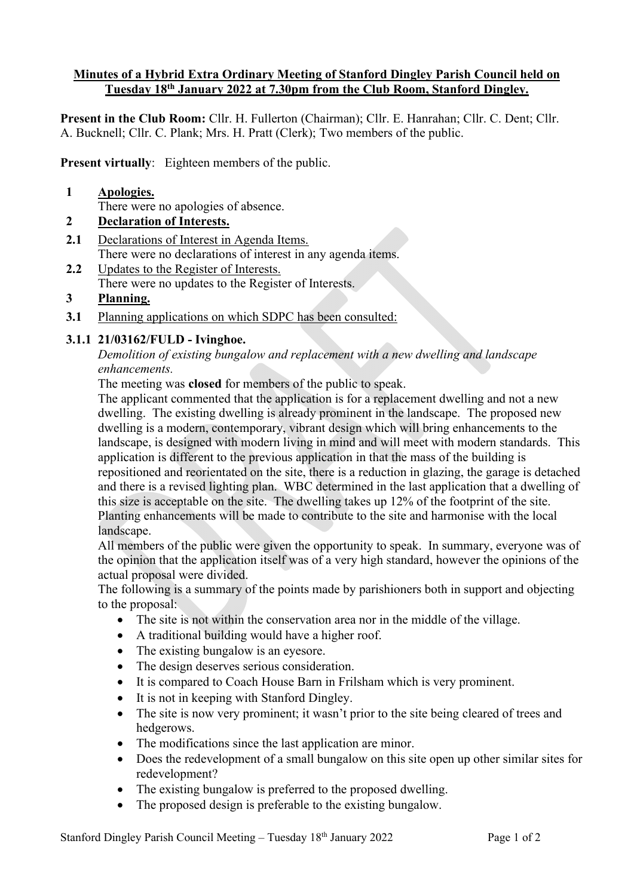**Minutes of a Hybrid Extra Ordinary Meeting of Stanford Dingley Parish Council held on Tuesday 18th January 2022 at 7.30pm from the Club Room, Stanford Dingley.**

**Present in the Club Room:** Cllr. H. Fullerton (Chairman); Cllr. E. Hanrahan; Cllr. C. Dent; Cllr. A. Bucknell; Cllr. C. Plank; Mrs. H. Pratt (Clerk); Two members of the public.

**Present virtually**: Eighteen members of the public.

**1 Apologies.**

There were no apologies of absence.

**2 Declaration of Interests.**

**2.1** Declarations of Interest in Agenda Items.

There were no declarations of interest in any agenda items.

**2.2** Updates to the Register of Interests.

There were no updates to the Register of Interests.

**3 Planning.**

**3.1** Planning applications on which SDPC has been consulted:

**3.1.1 21/03162/FULD - Ivinghoe.**

*Demolition of existing bungalow and replacement with a new dwelling and landscape enhancements.*

The meeting was **closed** for members of the public to speak.

The applicant commented that the application is for a replacement dwelling and not a new dwelling. The existing dwelling is already prominent in the landscape. The proposed new dwelling is a modern, contemporary, vibrant design which will bring enhancements to the landscape, is designed with modern living in mind and will meet with modern standards. This application is different to the previous application in that the mass of the building is repositioned and reorientated on the site, there is a reduction in glazing, the garage is detached and there is a revised lighting plan. WBC determined in the last application that a dwelling of this size is acceptable on the site. The dwelling takes up 12% of the footprint of the site. Planting enhancements will be made to contribute to the site and harmonise with the local landscape.

All members of the public were given the opportunity to speak. In summary, everyone was of the opinion that the application itself was of a very high standard, however the opinions of the actual proposal were divided.

The following is a summary of the points made by parishioners both in support and objecting to the proposal:

- The site is not within the conservation area nor in the middle of the village.
- A traditional building would have a higher roof.
- The existing bungalow is an eyesore.
- The design deserves serious consideration.
- It is compared to Coach House Barn in Frilsham which is very prominent.
- It is not in keeping with Stanford Dingley.
- The site is now very prominent; it wasn't prior to the site being cleared of trees and hedgerows.
- The modifications since the last application are minor.
- Does the redevelopment of a small bungalow on this site open up other similar sites for redevelopment?
- The existing bungalow is preferred to the proposed dwelling.
- The proposed design is preferable to the existing bungalow.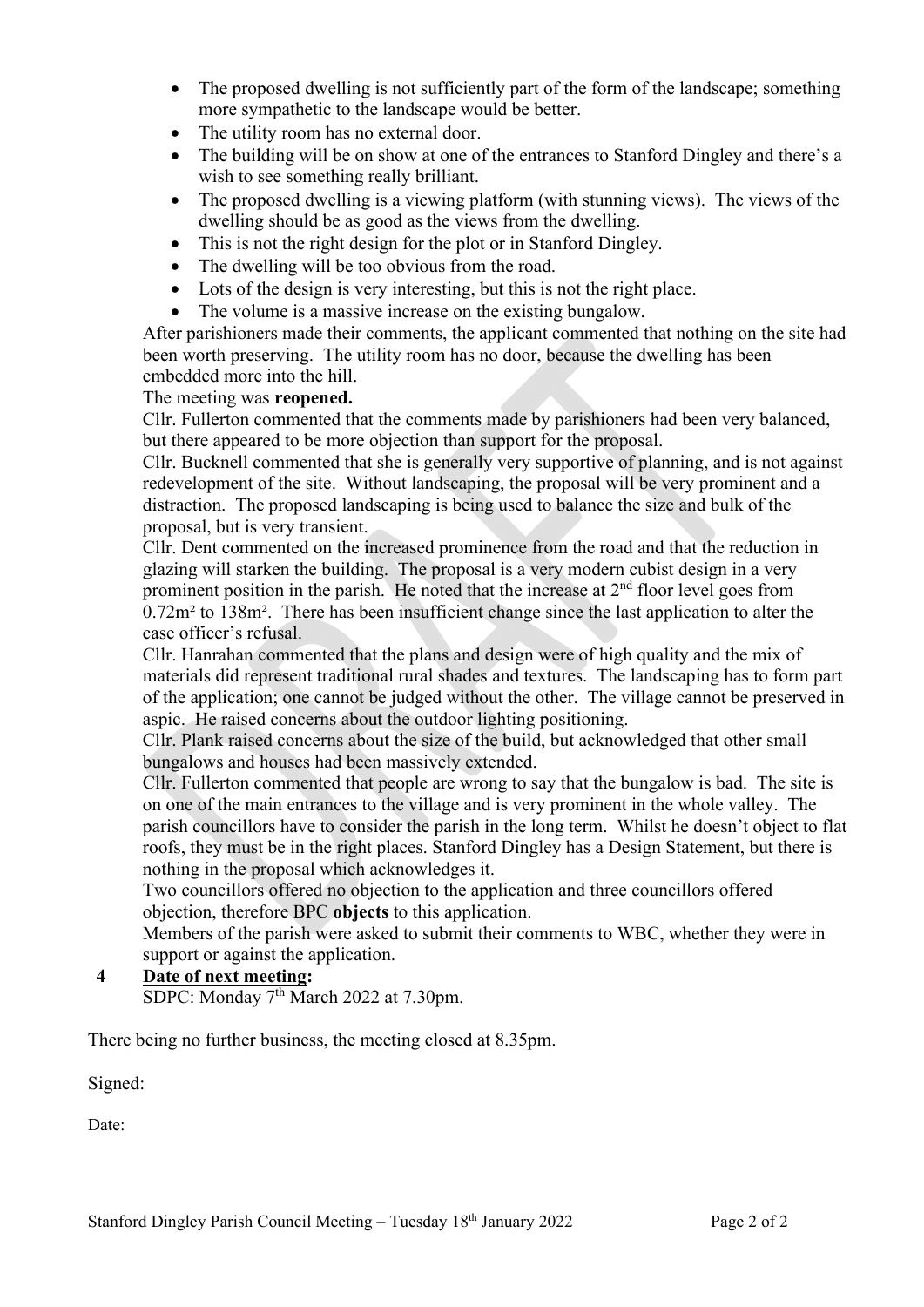- The proposed dwelling is not sufficiently part of the form of the landscape; something more sympathetic to the landscape would be better.
- The utility room has no external door.
- The building will be on show at one of the entrances to Stanford Dingley and there's a wish to see something really brilliant.
- The proposed dwelling is a viewing platform (with stunning views). The views of the dwelling should be as good as the views from the dwelling.
- This is not the right design for the plot or in Stanford Dingley.
- The dwelling will be too obvious from the road.
- Lots of the design is very interesting, but this is not the right place.
- The volume is a massive increase on the existing bungalow.

After parishioners made their comments, the applicant commented that nothing on the site had been worth preserving. The utility room has no door, because the dwelling has been embedded more into the hill.

The meeting was **reopened.**

Cllr. Fullerton commented that the comments made by parishioners had been very balanced, but there appeared to be more objection than support for the proposal.

Cllr. Bucknell commented that she is generally very supportive of planning, and is not against redevelopment of the site. Without landscaping, the proposal will be very prominent and a distraction. The proposed landscaping is being used to balance the size and bulk of the proposal, but is very transient.

Cllr. Dent commented on the increased prominence from the road and that the reduction in glazing will starken the building. The proposal is a very modern cubist design in a very prominent position in the parish. He noted that the increase at 2nd floor level goes from $0.72m^2$ to $138m^2$. There has been insufficient change since the last application to alter the case officer's refusal.

Cllr. Hanrahan commented that the plans and design were of high quality and the mix of materials did represent traditional rural shades and textures. The landscaping has to form part of the application; one cannot be judged without the other. The village cannot be preserved in aspic. He raised concerns about the outdoor lighting positioning.

Cllr. Plank raised concerns about the size of the build, but acknowledged that other small bungalows and houses had been massively extended.

Cllr. Fullerton commented that people are wrong to say that the bungalow is bad. The site is on one of the main entrances to the village and is very prominent in the whole valley. The parish councillors have to consider the parish in the long term. Whilst he doesn't object to flat roofs, they must be in the right places. Stanford Dingley has a Design Statement, but there is nothing in the proposal which acknowledges it.

Two councillors offered no objection to the application and three councillors offered objection, therefore BPC **objects** to this application.

Members of the parish were asked to submit their comments to WBC, whether they were in support or against the application.

**4 Date of next meeting:**

SDPC: Monday 7th March 2022 at 7.30pm.

There being no further business, the meeting closed at 8.35pm.

Signed:

Date: